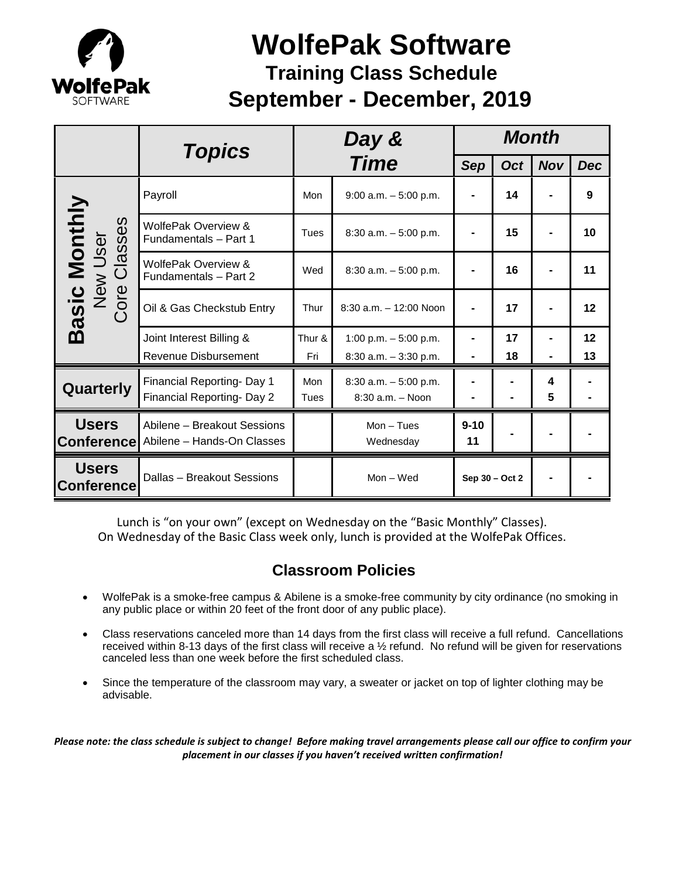# WolfePak Software

## Training Class Schedule

## September - December, 2019

| | Topics | Day & Time | | Month | | | |
|---|---|---|---|---|---|---|---|
| | | | | Sep | Oct | Nov | Dec |
| **Basic Monthly** New User Core Classes | Payroll | Mon | 9:00 a.m. – 5:00 p.m. | - | 14 | - | 9 |
| | WolfePak Overview & Fundamentals – Part 1 | Tues | 8:30 a.m. – 5:00 p.m. | - | 15 | - | 10 |
| | WolfePak Overview & Fundamentals – Part 2 | Wed | 8:30 a.m. – 5:00 p.m. | - | 16 | - | 11 |
| | Oil & Gas Checkstub Entry | Thur | 8:30 a.m. – 12:00 Noon | - | 17 | - | 12 |
| | Joint Interest Billing & | Thur & | 1:00 p.m. – 5:00 p.m. | - | 17 | - | 12 |
| | Revenue Disbursement | Fri | 8:30 a.m. – 3:30 p.m. | - | 18 | - | 13 |
| **Quarterly** | Financial Reporting- Day 1 | Mon | 8:30 a.m. – 5:00 p.m. | - | - | 4 | - |
| | Financial Reporting- Day 2 | Tues | 8:30 a.m. – Noon | - | - | 5 | - |
| **Users Conference** | Abilene – Breakout Sessions | | Mon – Tues | 9-10 | - | - | - |
| | Abilene – Hands-On Classes | | Wednesday | 11 | | | |
| **Users Conference** | Dallas – Breakout Sessions | | Mon – Wed | Sep 30 – Oct 2 | | - | - |

Lunch is "on your own" (except on Wednesday on the "Basic Monthly" Classes).
On Wednesday of the Basic Class week only, lunch is provided at the WolfePak Offices.

### Classroom Policies

- WolfePak is a smoke-free campus & Abilene is a smoke-free community by city ordinance (no smoking in any public place or within 20 feet of the front door of any public place).
- Class reservations canceled more than 14 days from the first class will receive a full refund. Cancellations received within 8-13 days of the first class will receive a ½ refund. No refund will be given for reservations canceled less than one week before the first scheduled class.
- Since the temperature of the classroom may vary, a sweater or jacket on top of lighter clothing may be advisable.

***Please note: the class schedule is subject to change! Before making travel arrangements please call our office to confirm your placement in our classes if you haven't received written confirmation!***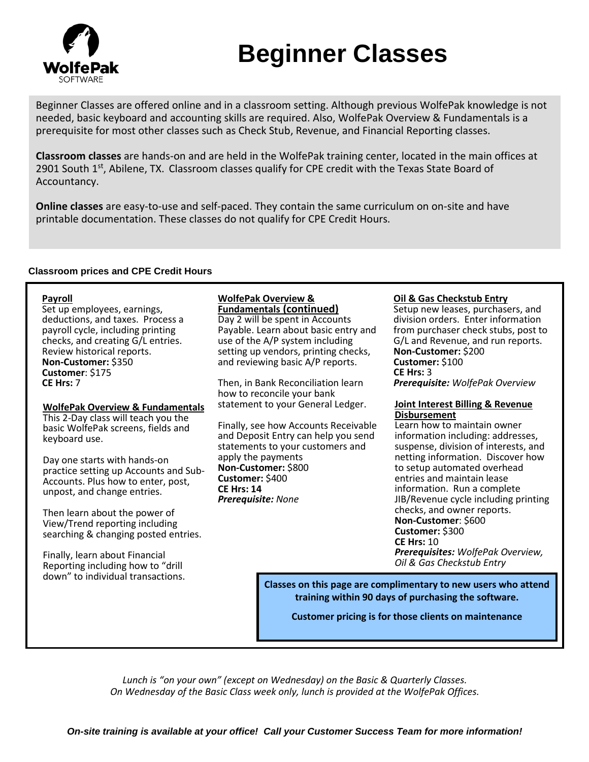# Beginner Classes

Beginner Classes are offered online and in a classroom setting. Although previous WolfePak knowledge is not needed, basic keyboard and accounting skills are required. Also, WolfePak Overview & Fundamentals is a prerequisite for most other classes such as Check Stub, Revenue, and Financial Reporting classes.

**Classroom classes** are hands-on and are held in the WolfePak training center, located in the main offices at 2901 South 1st, Abilene, TX. Classroom classes qualify for CPE credit with the Texas State Board of Accountancy.

**Online classes** are easy-to-use and self-paced. They contain the same curriculum on on-site and have printable documentation. These classes do not qualify for CPE Credit Hours.

**Classroom prices and CPE Credit Hours**

### Payroll

Set up employees, earnings, deductions, and taxes. Process a payroll cycle, including printing checks, and creating G/L entries. Review historical reports.
**Non-Customer:** $350
**Customer**: $175
**CE Hrs:** 7

### WolfePak Overview & Fundamentals

This 2-Day class will teach you the basic WolfePak screens, fields and keyboard use.

Day one starts with hands-on practice setting up Accounts and Sub-Accounts. Plus how to enter, post, unpost, and change entries.

Then learn about the power of View/Trend reporting including searching & changing posted entries.

Finally, learn about Financial Reporting including how to "drill down" to individual transactions.

### WolfePak Overview & Fundamentals (continued)

Day 2 will be spent in Accounts Payable. Learn about basic entry and use of the A/P system including setting up vendors, printing checks, and reviewing basic A/P reports.

Then, in Bank Reconciliation learn how to reconcile your bank statement to your General Ledger.

Finally, see how Accounts Receivable and Deposit Entry can help you send statements to your customers and apply the payments
**Non-Customer:** $800
**Customer:** $400
**CE Hrs: 14**
***Prerequisite:*** *None*

### Oil & Gas Checkstub Entry

Setup new leases, purchasers, and division orders. Enter information from purchaser check stubs, post to G/L and Revenue, and run reports.
**Non-Customer:** $200
**Customer:** $100
**CE Hrs:** 3
***Prerequisite:*** *WolfePak Overview*

### Joint Interest Billing & Revenue Disbursement

Learn how to maintain owner information including: addresses, suspense, division of interests, and netting information. Discover how to setup automated overhead entries and maintain lease information. Run a complete JIB/Revenue cycle including printing checks, and owner reports.
**Non-Customer**: $600
**Customer:** $300
**CE Hrs:** 10
***Prerequisites:*** *WolfePak Overview, Oil & Gas Checkstub Entry*

**Classes on this page are complimentary to new users who attend training within 90 days of purchasing the software.**

**Customer pricing is for those clients on maintenance**

*Lunch is "on your own" (except on Wednesday) on the Basic & Quarterly Classes.*
*On Wednesday of the Basic Class week only, lunch is provided at the WolfePak Offices.*

***On-site training is available at your office! Call your Customer Success Team for more information!***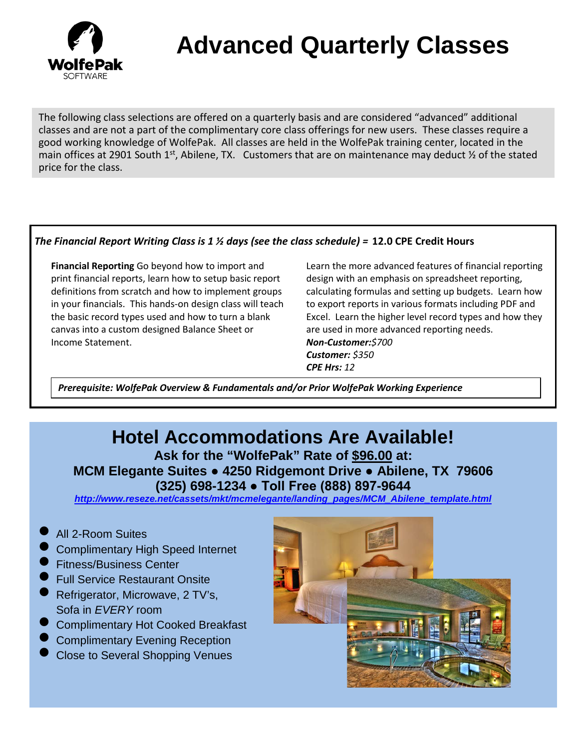WolfePak SOFTWARE

# Advanced Quarterly Classes

The following class selections are offered on a quarterly basis and are considered "advanced" additional classes and are not a part of the complimentary core class offerings for new users. These classes require a good working knowledge of WolfePak. All classes are held in the WolfePak training center, located in the main offices at 2901 South 1st, Abilene, TX. Customers that are on maintenance may deduct ½ of the stated price for the class.

***The Financial Report Writing Class is 1 ½ days (see the class schedule) =*** **12.0 CPE Credit Hours**

**Financial Reporting** Go beyond how to import and print financial reports, learn how to setup basic report definitions from scratch and how to implement groups in your financials. This hands-on design class will teach the basic record types used and how to turn a blank canvas into a custom designed Balance Sheet or Income Statement. Learn the more advanced features of financial reporting design with an emphasis on spreadsheet reporting, calculating formulas and setting up budgets. Learn how to export reports in various formats including PDF and Excel. Learn the higher level record types and how they are used in more advanced reporting needs.

***Non-Customer:*** *$700*
***Customer:*** *$350*
***CPE Hrs:*** *12*

***Prerequisite: WolfePak Overview & Fundamentals and/or Prior WolfePak Working Experience***

## Hotel Accommodations Are Available!

**Ask for the "WolfePak" Rate of <u>$96.00</u> at:**
**MCM Elegante Suites ● 4250 Ridgemont Drive ● Abilene, TX 79606**
**(325) 698-1234 ● Toll Free (888) 897-9644**
***http://www.reseze.net/cassets/mkt/mcmelegante/landing_pages/MCM_Abilene_template.html***

- All 2-Room Suites
- Complimentary High Speed Internet
- Fitness/Business Center
- Full Service Restaurant Onsite
- Refrigerator, Microwave, 2 TV's, Sofa in *EVERY* room
- Complimentary Hot Cooked Breakfast
- Complimentary Evening Reception
- Close to Several Shopping Venues